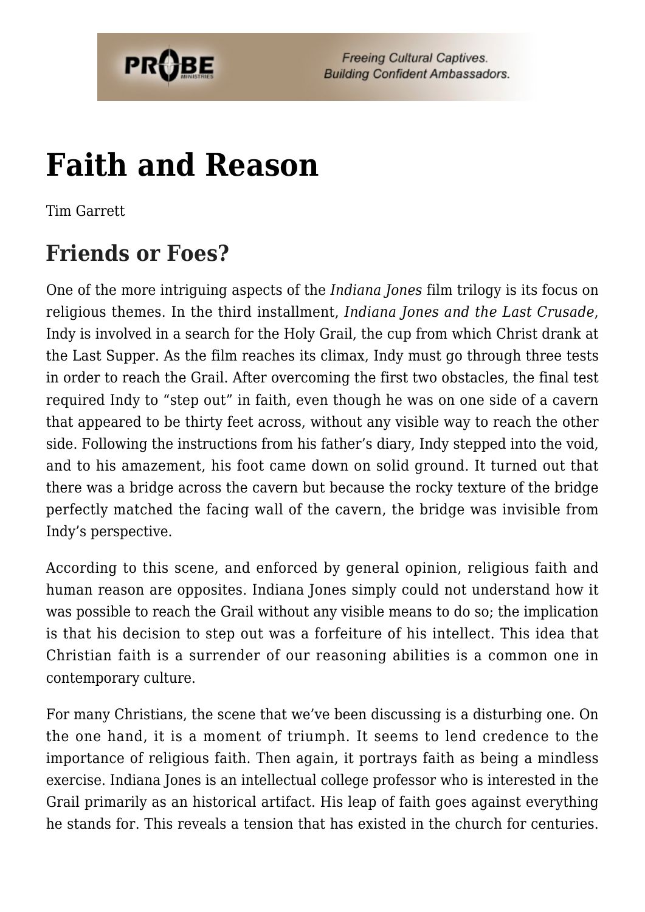# Faith and Reason

Tim Garrett

## Friends or Foes?

One of the more intriguing aspects of the *Indiana Jones* film trilogy is its focus on religious themes. In the third installment, *Indiana Jones and the Last Crusade*, Indy is involved in a search for the Holy Grail, the cup from which Christ drank at the Last Supper. As the film reaches its climax, Indy must go through three tests in order to reach the Grail. After overcoming the first two obstacles, the final test required Indy to "step out" in faith, even though he was on one side of a cavern that appeared to be thirty feet across, without any visible way to reach the other side. Following the instructions from his father's diary, Indy stepped into the void, and to his amazement, his foot came down on solid ground. It turned out that there was a bridge across the cavern but because the rocky texture of the bridge perfectly matched the facing wall of the cavern, the bridge was invisible from Indy's perspective.

According to this scene, and enforced by general opinion, religious faith and human reason are opposites. Indiana Jones simply could not understand how it was possible to reach the Grail without any visible means to do so; the implication is that his decision to step out was a forfeiture of his intellect. This idea that Christian faith is a surrender of our reasoning abilities is a common one in contemporary culture.

For many Christians, the scene that we've been discussing is a disturbing one. On the one hand, it is a moment of triumph. It seems to lend credence to the importance of religious faith. Then again, it portrays faith as being a mindless exercise. Indiana Jones is an intellectual college professor who is interested in the Grail primarily as an historical artifact. His leap of faith goes against everything he stands for. This reveals a tension that has existed in the church for centuries.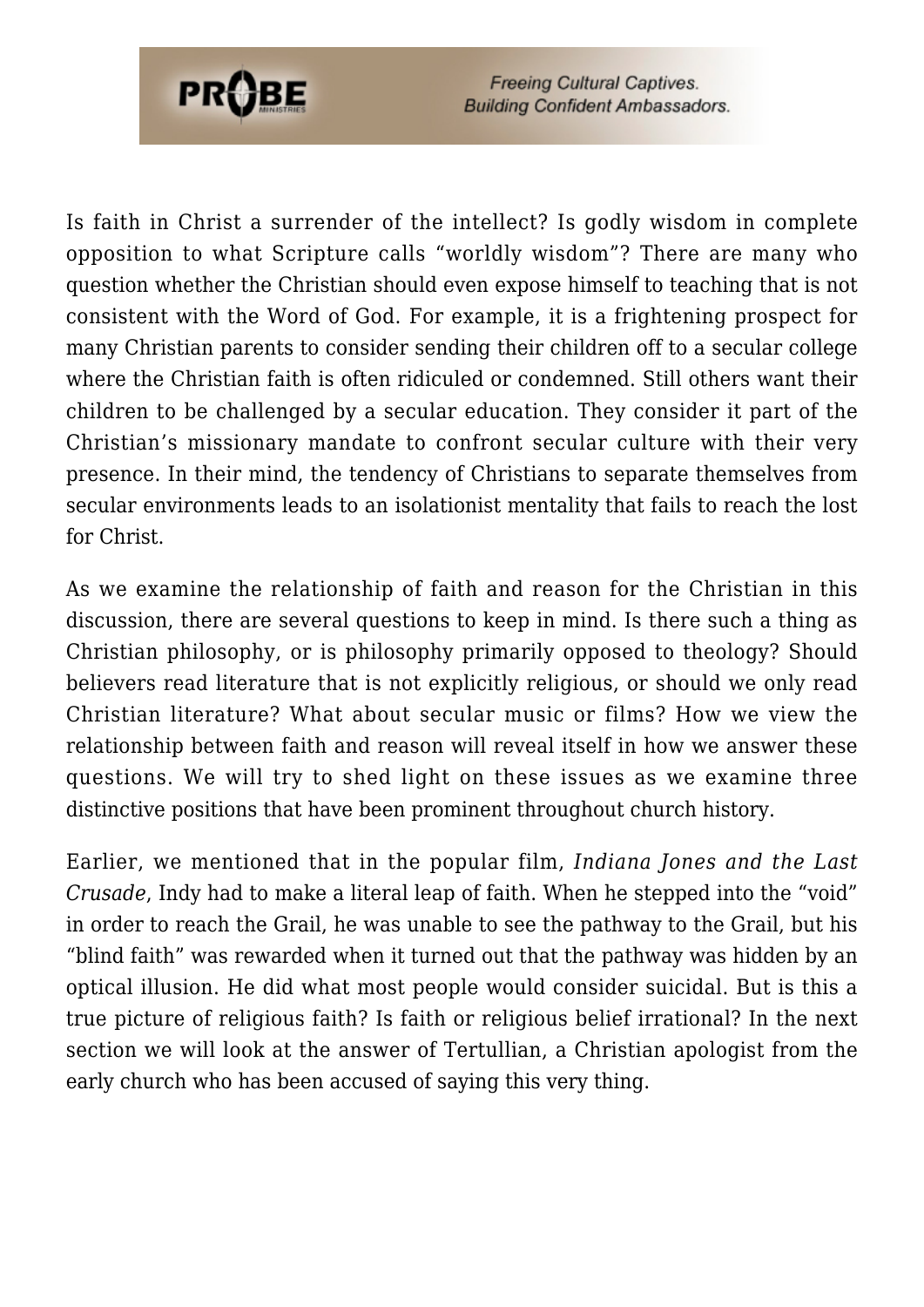Is faith in Christ a surrender of the intellect? Is godly wisdom in complete opposition to what Scripture calls "worldly wisdom"? There are many who question whether the Christian should even expose himself to teaching that is not consistent with the Word of God. For example, it is a frightening prospect for many Christian parents to consider sending their children off to a secular college where the Christian faith is often ridiculed or condemned. Still others want their children to be challenged by a secular education. They consider it part of the Christian's missionary mandate to confront secular culture with their very presence. In their mind, the tendency of Christians to separate themselves from secular environments leads to an isolationist mentality that fails to reach the lost for Christ.

As we examine the relationship of faith and reason for the Christian in this discussion, there are several questions to keep in mind. Is there such a thing as Christian philosophy, or is philosophy primarily opposed to theology? Should believers read literature that is not explicitly religious, or should we only read Christian literature? What about secular music or films? How we view the relationship between faith and reason will reveal itself in how we answer these questions. We will try to shed light on these issues as we examine three distinctive positions that have been prominent throughout church history.

Earlier, we mentioned that in the popular film, *Indiana Jones and the Last Crusade*, Indy had to make a literal leap of faith. When he stepped into the "void" in order to reach the Grail, he was unable to see the pathway to the Grail, but his "blind faith" was rewarded when it turned out that the pathway was hidden by an optical illusion. He did what most people would consider suicidal. But is this a true picture of religious faith? Is faith or religious belief irrational? In the next section we will look at the answer of Tertullian, a Christian apologist from the early church who has been accused of saying this very thing.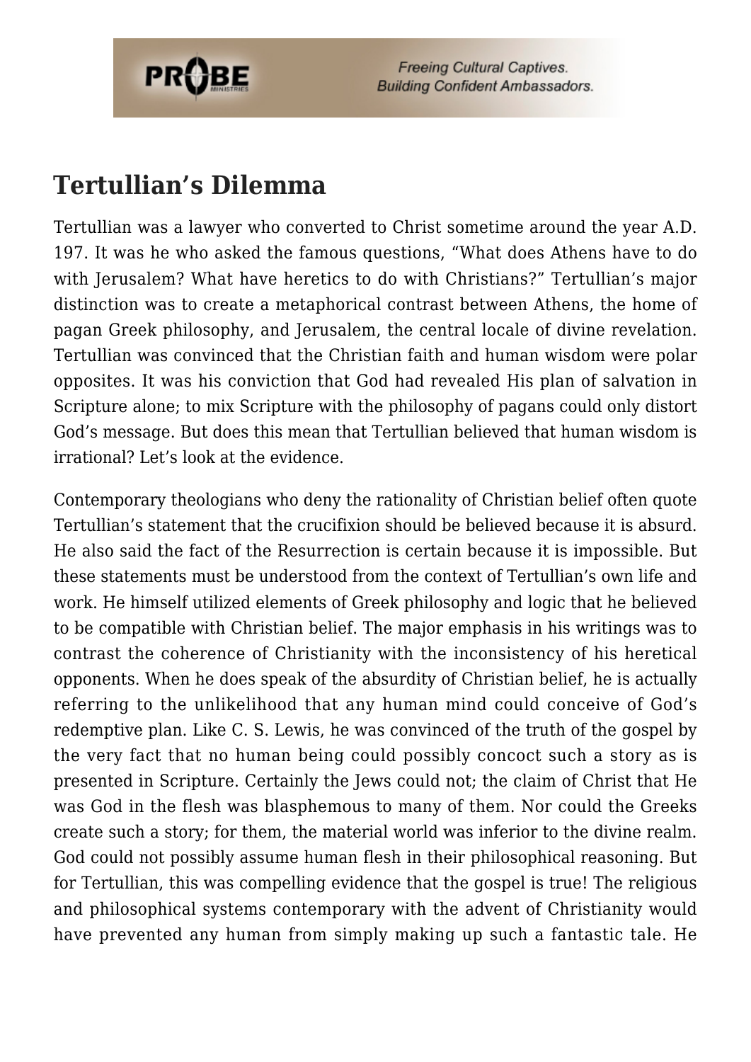## Tertullian's Dilemma

Tertullian was a lawyer who converted to Christ sometime around the year A.D. 197. It was he who asked the famous questions, "What does Athens have to do with Jerusalem? What have heretics to do with Christians?" Tertullian's major distinction was to create a metaphorical contrast between Athens, the home of pagan Greek philosophy, and Jerusalem, the central locale of divine revelation. Tertullian was convinced that the Christian faith and human wisdom were polar opposites. It was his conviction that God had revealed His plan of salvation in Scripture alone; to mix Scripture with the philosophy of pagans could only distort God's message. But does this mean that Tertullian believed that human wisdom is irrational? Let's look at the evidence.

Contemporary theologians who deny the rationality of Christian belief often quote Tertullian's statement that the crucifixion should be believed because it is absurd. He also said the fact of the Resurrection is certain because it is impossible. But these statements must be understood from the context of Tertullian's own life and work. He himself utilized elements of Greek philosophy and logic that he believed to be compatible with Christian belief. The major emphasis in his writings was to contrast the coherence of Christianity with the inconsistency of his heretical opponents. When he does speak of the absurdity of Christian belief, he is actually referring to the unlikelihood that any human mind could conceive of God's redemptive plan. Like C. S. Lewis, he was convinced of the truth of the gospel by the very fact that no human being could possibly concoct such a story as is presented in Scripture. Certainly the Jews could not; the claim of Christ that He was God in the flesh was blasphemous to many of them. Nor could the Greeks create such a story; for them, the material world was inferior to the divine realm. God could not possibly assume human flesh in their philosophical reasoning. But for Tertullian, this was compelling evidence that the gospel is true! The religious and philosophical systems contemporary with the advent of Christianity would have prevented any human from simply making up such a fantastic tale. He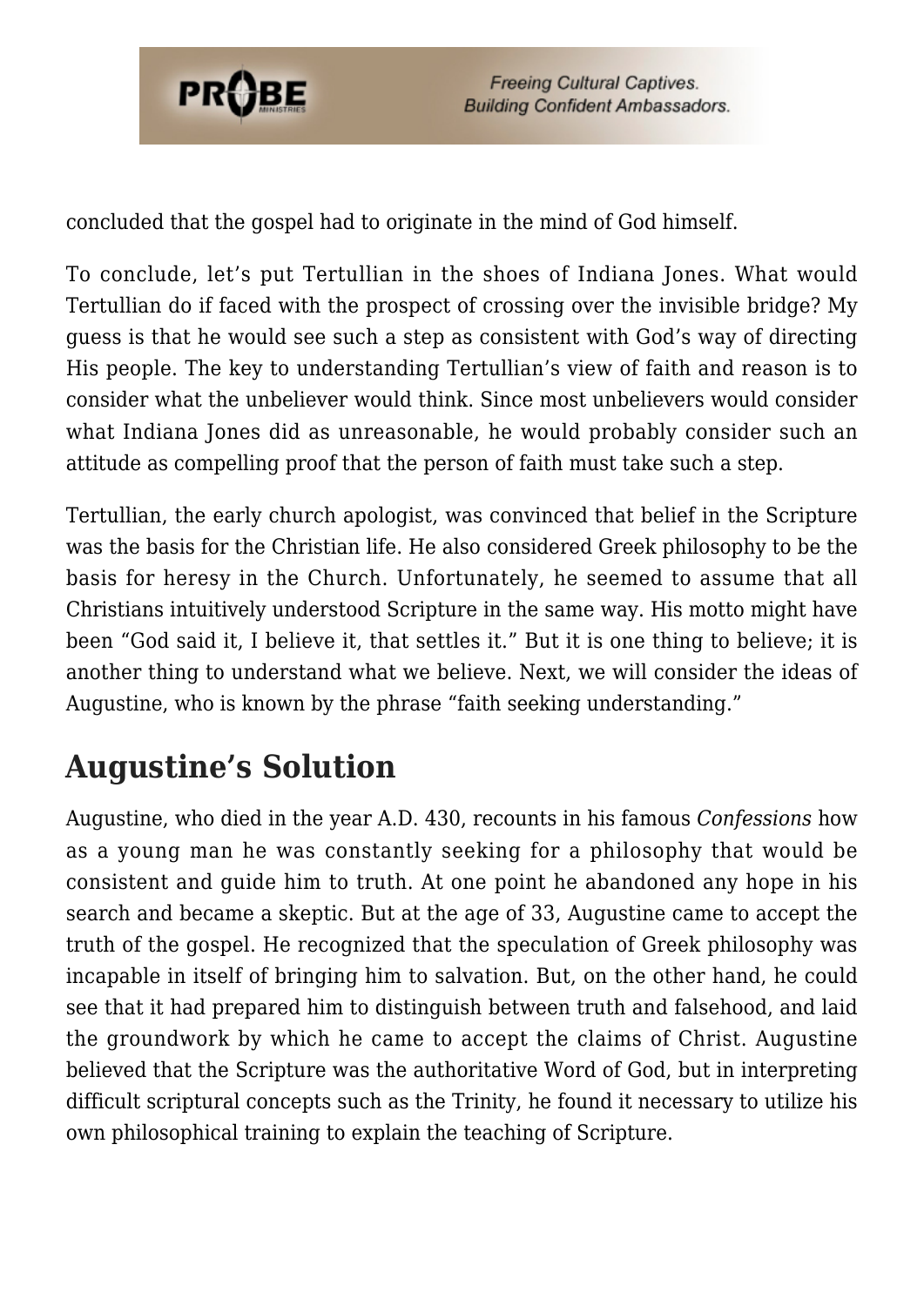concluded that the gospel had to originate in the mind of God himself.

To conclude, let's put Tertullian in the shoes of Indiana Jones. What would Tertullian do if faced with the prospect of crossing over the invisible bridge? My guess is that he would see such a step as consistent with God's way of directing His people. The key to understanding Tertullian's view of faith and reason is to consider what the unbeliever would think. Since most unbelievers would consider what Indiana Jones did as unreasonable, he would probably consider such an attitude as compelling proof that the person of faith must take such a step.

Tertullian, the early church apologist, was convinced that belief in the Scripture was the basis for the Christian life. He also considered Greek philosophy to be the basis for heresy in the Church. Unfortunately, he seemed to assume that all Christians intuitively understood Scripture in the same way. His motto might have been "God said it, I believe it, that settles it." But it is one thing to believe; it is another thing to understand what we believe. Next, we will consider the ideas of Augustine, who is known by the phrase "faith seeking understanding."

## Augustine's Solution

Augustine, who died in the year A.D. 430, recounts in his famous *Confessions* how as a young man he was constantly seeking for a philosophy that would be consistent and guide him to truth. At one point he abandoned any hope in his search and became a skeptic. But at the age of 33, Augustine came to accept the truth of the gospel. He recognized that the speculation of Greek philosophy was incapable in itself of bringing him to salvation. But, on the other hand, he could see that it had prepared him to distinguish between truth and falsehood, and laid the groundwork by which he came to accept the claims of Christ. Augustine believed that the Scripture was the authoritative Word of God, but in interpreting difficult scriptural concepts such as the Trinity, he found it necessary to utilize his own philosophical training to explain the teaching of Scripture.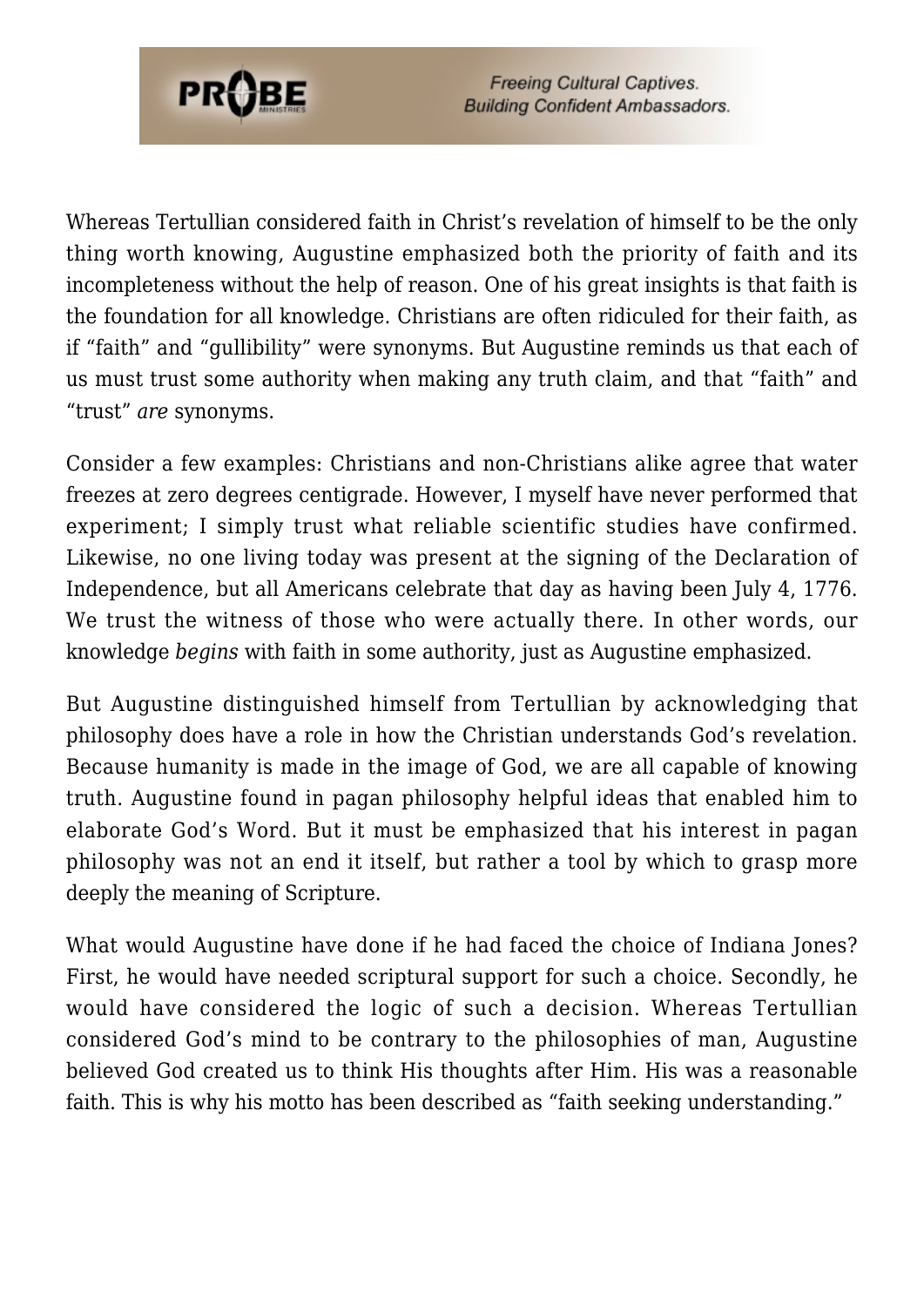Whereas Tertullian considered faith in Christ's revelation of himself to be the only thing worth knowing, Augustine emphasized both the priority of faith and its incompleteness without the help of reason. One of his great insights is that faith is the foundation for all knowledge. Christians are often ridiculed for their faith, as if "faith" and "gullibility" were synonyms. But Augustine reminds us that each of us must trust some authority when making any truth claim, and that "faith" and "trust" *are* synonyms.

Consider a few examples: Christians and non-Christians alike agree that water freezes at zero degrees centigrade. However, I myself have never performed that experiment; I simply trust what reliable scientific studies have confirmed. Likewise, no one living today was present at the signing of the Declaration of Independence, but all Americans celebrate that day as having been July 4, 1776. We trust the witness of those who were actually there. In other words, our knowledge *begins* with faith in some authority, just as Augustine emphasized.

But Augustine distinguished himself from Tertullian by acknowledging that philosophy does have a role in how the Christian understands God's revelation. Because humanity is made in the image of God, we are all capable of knowing truth. Augustine found in pagan philosophy helpful ideas that enabled him to elaborate God's Word. But it must be emphasized that his interest in pagan philosophy was not an end it itself, but rather a tool by which to grasp more deeply the meaning of Scripture.

What would Augustine have done if he had faced the choice of Indiana Jones? First, he would have needed scriptural support for such a choice. Secondly, he would have considered the logic of such a decision. Whereas Tertullian considered God's mind to be contrary to the philosophies of man, Augustine believed God created us to think His thoughts after Him. His was a reasonable faith. This is why his motto has been described as "faith seeking understanding."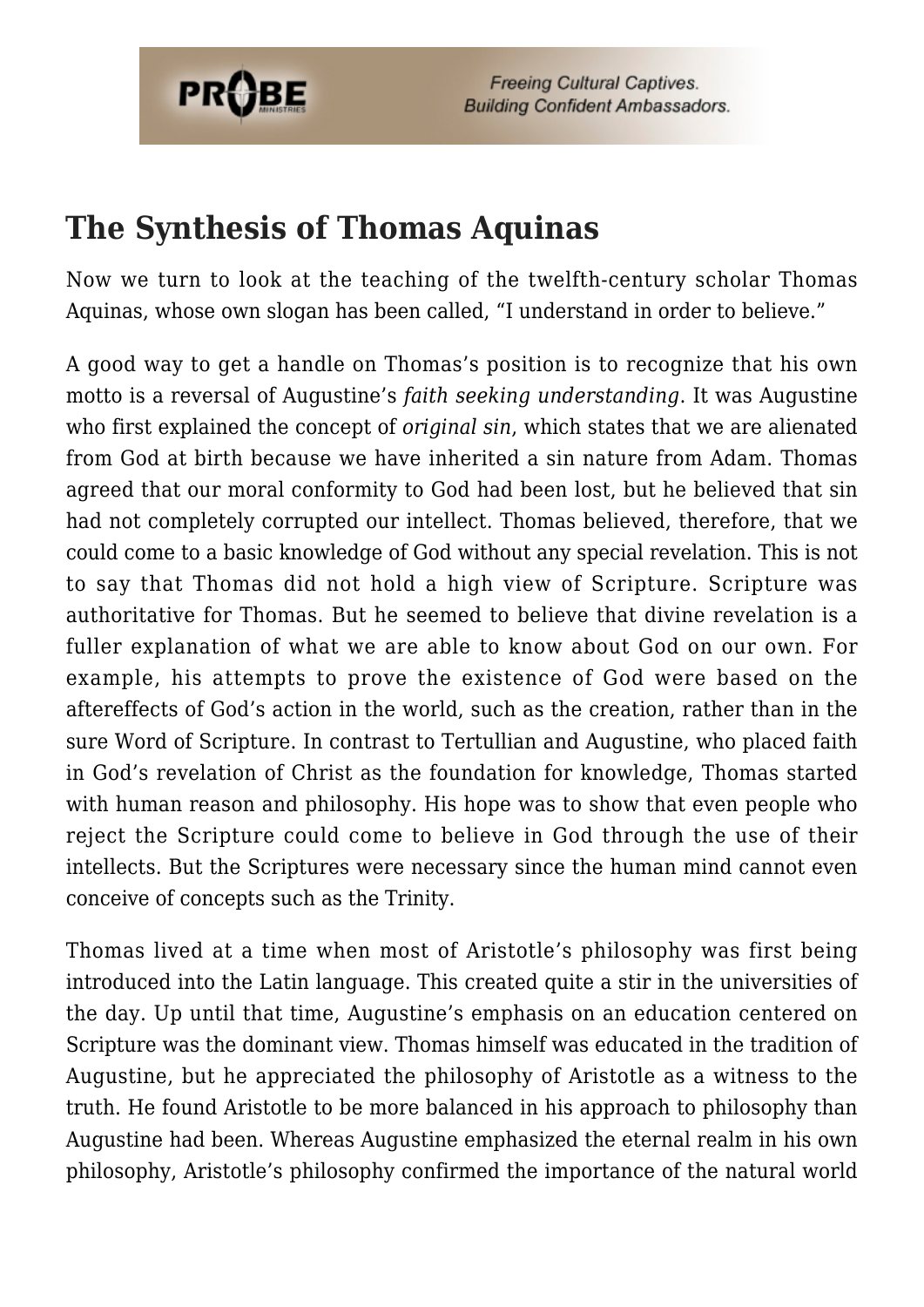## The Synthesis of Thomas Aquinas

Now we turn to look at the teaching of the twelfth-century scholar Thomas Aquinas, whose own slogan has been called, "I understand in order to believe."

A good way to get a handle on Thomas's position is to recognize that his own motto is a reversal of Augustine's *faith seeking understanding*. It was Augustine who first explained the concept of *original sin*, which states that we are alienated from God at birth because we have inherited a sin nature from Adam. Thomas agreed that our moral conformity to God had been lost, but he believed that sin had not completely corrupted our intellect. Thomas believed, therefore, that we could come to a basic knowledge of God without any special revelation. This is not to say that Thomas did not hold a high view of Scripture. Scripture was authoritative for Thomas. But he seemed to believe that divine revelation is a fuller explanation of what we are able to know about God on our own. For example, his attempts to prove the existence of God were based on the aftereffects of God's action in the world, such as the creation, rather than in the sure Word of Scripture. In contrast to Tertullian and Augustine, who placed faith in God's revelation of Christ as the foundation for knowledge, Thomas started with human reason and philosophy. His hope was to show that even people who reject the Scripture could come to believe in God through the use of their intellects. But the Scriptures were necessary since the human mind cannot even conceive of concepts such as the Trinity.

Thomas lived at a time when most of Aristotle's philosophy was first being introduced into the Latin language. This created quite a stir in the universities of the day. Up until that time, Augustine's emphasis on an education centered on Scripture was the dominant view. Thomas himself was educated in the tradition of Augustine, but he appreciated the philosophy of Aristotle as a witness to the truth. He found Aristotle to be more balanced in his approach to philosophy than Augustine had been. Whereas Augustine emphasized the eternal realm in his own philosophy, Aristotle's philosophy confirmed the importance of the natural world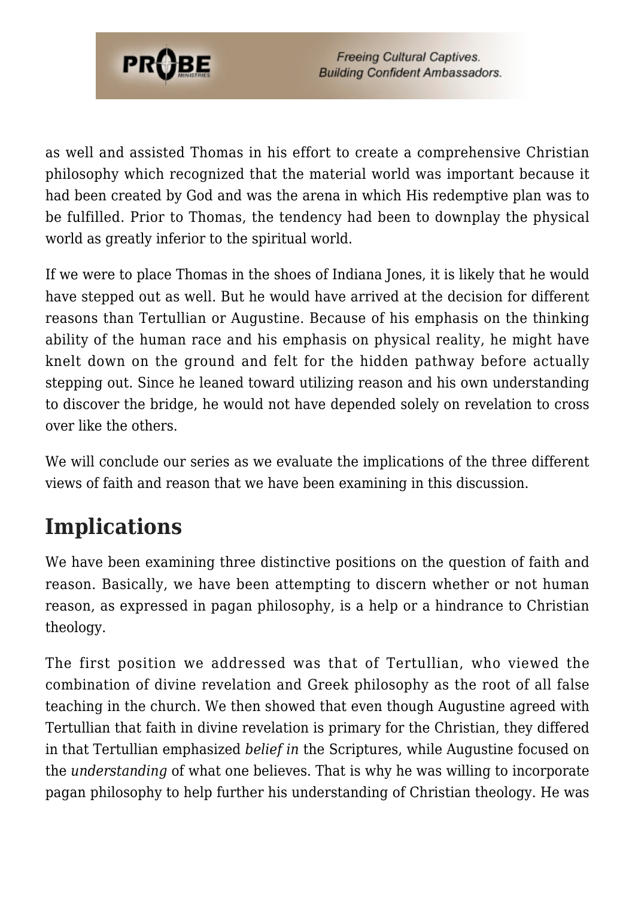as well and assisted Thomas in his effort to create a comprehensive Christian philosophy which recognized that the material world was important because it had been created by God and was the arena in which His redemptive plan was to be fulfilled. Prior to Thomas, the tendency had been to downplay the physical world as greatly inferior to the spiritual world.

If we were to place Thomas in the shoes of Indiana Jones, it is likely that he would have stepped out as well. But he would have arrived at the decision for different reasons than Tertullian or Augustine. Because of his emphasis on the thinking ability of the human race and his emphasis on physical reality, he might have knelt down on the ground and felt for the hidden pathway before actually stepping out. Since he leaned toward utilizing reason and his own understanding to discover the bridge, he would not have depended solely on revelation to cross over like the others.

We will conclude our series as we evaluate the implications of the three different views of faith and reason that we have been examining in this discussion.

## Implications

We have been examining three distinctive positions on the question of faith and reason. Basically, we have been attempting to discern whether or not human reason, as expressed in pagan philosophy, is a help or a hindrance to Christian theology.

The first position we addressed was that of Tertullian, who viewed the combination of divine revelation and Greek philosophy as the root of all false teaching in the church. We then showed that even though Augustine agreed with Tertullian that faith in divine revelation is primary for the Christian, they differed in that Tertullian emphasized *belief in* the Scriptures, while Augustine focused on the *understanding* of what one believes. That is why he was willing to incorporate pagan philosophy to help further his understanding of Christian theology. He was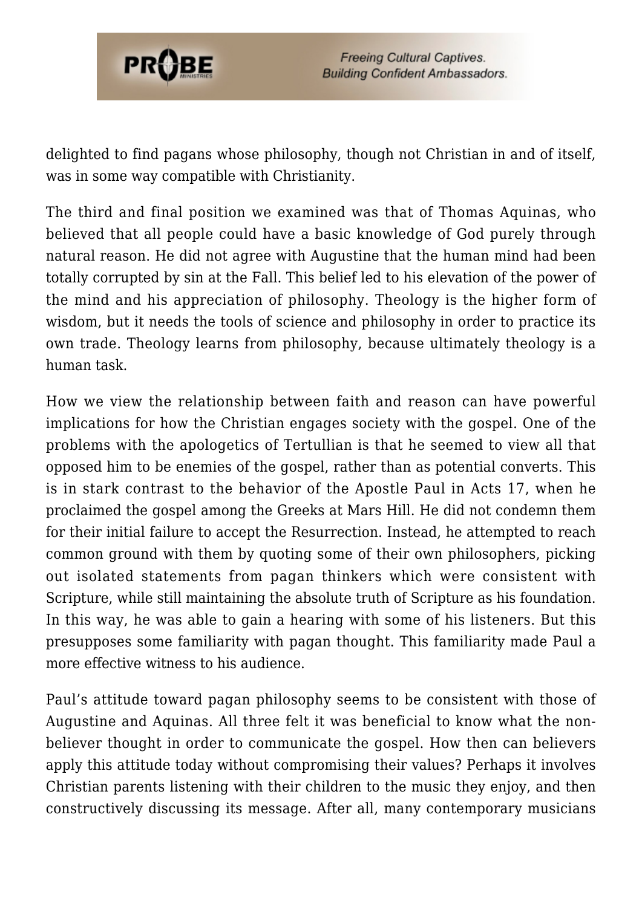delighted to find pagans whose philosophy, though not Christian in and of itself, was in some way compatible with Christianity.

The third and final position we examined was that of Thomas Aquinas, who believed that all people could have a basic knowledge of God purely through natural reason. He did not agree with Augustine that the human mind had been totally corrupted by sin at the Fall. This belief led to his elevation of the power of the mind and his appreciation of philosophy. Theology is the higher form of wisdom, but it needs the tools of science and philosophy in order to practice its own trade. Theology learns from philosophy, because ultimately theology is a human task.

How we view the relationship between faith and reason can have powerful implications for how the Christian engages society with the gospel. One of the problems with the apologetics of Tertullian is that he seemed to view all that opposed him to be enemies of the gospel, rather than as potential converts. This is in stark contrast to the behavior of the Apostle Paul in Acts 17, when he proclaimed the gospel among the Greeks at Mars Hill. He did not condemn them for their initial failure to accept the Resurrection. Instead, he attempted to reach common ground with them by quoting some of their own philosophers, picking out isolated statements from pagan thinkers which were consistent with Scripture, while still maintaining the absolute truth of Scripture as his foundation. In this way, he was able to gain a hearing with some of his listeners. But this presupposes some familiarity with pagan thought. This familiarity made Paul a more effective witness to his audience.

Paul's attitude toward pagan philosophy seems to be consistent with those of Augustine and Aquinas. All three felt it was beneficial to know what the non-believer thought in order to communicate the gospel. How then can believers apply this attitude today without compromising their values? Perhaps it involves Christian parents listening with their children to the music they enjoy, and then constructively discussing its message. After all, many contemporary musicians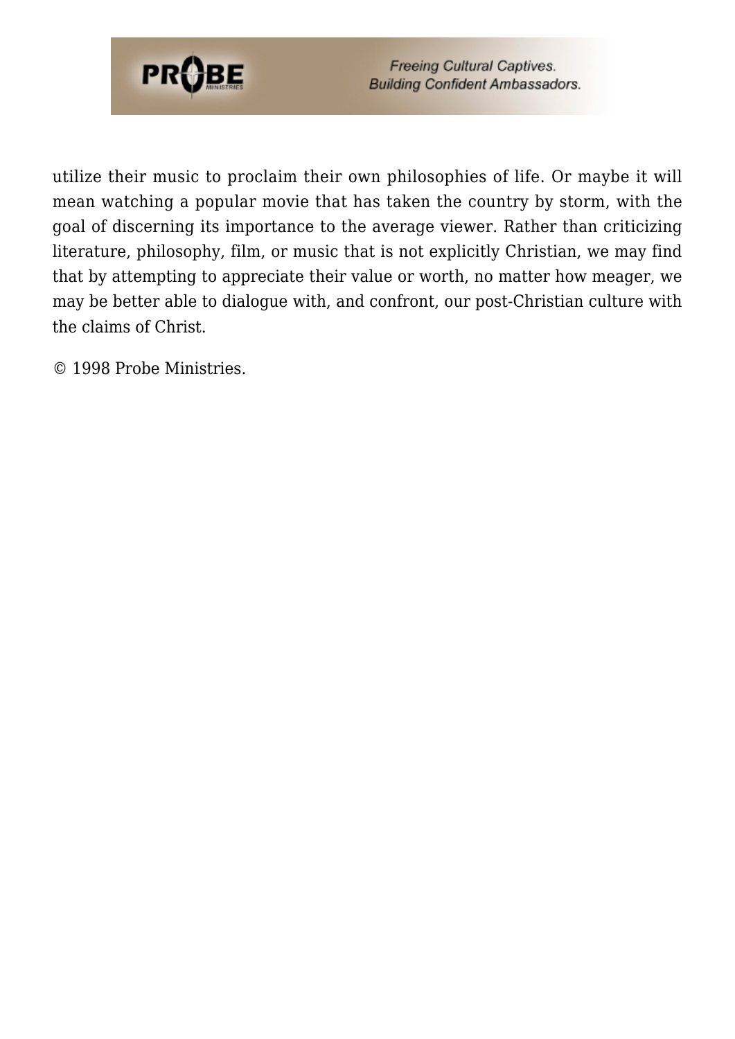utilize their music to proclaim their own philosophies of life. Or maybe it will mean watching a popular movie that has taken the country by storm, with the goal of discerning its importance to the average viewer. Rather than criticizing literature, philosophy, film, or music that is not explicitly Christian, we may find that by attempting to appreciate their value or worth, no matter how meager, we may be better able to dialogue with, and confront, our post-Christian culture with the claims of Christ.

© 1998 Probe Ministries.